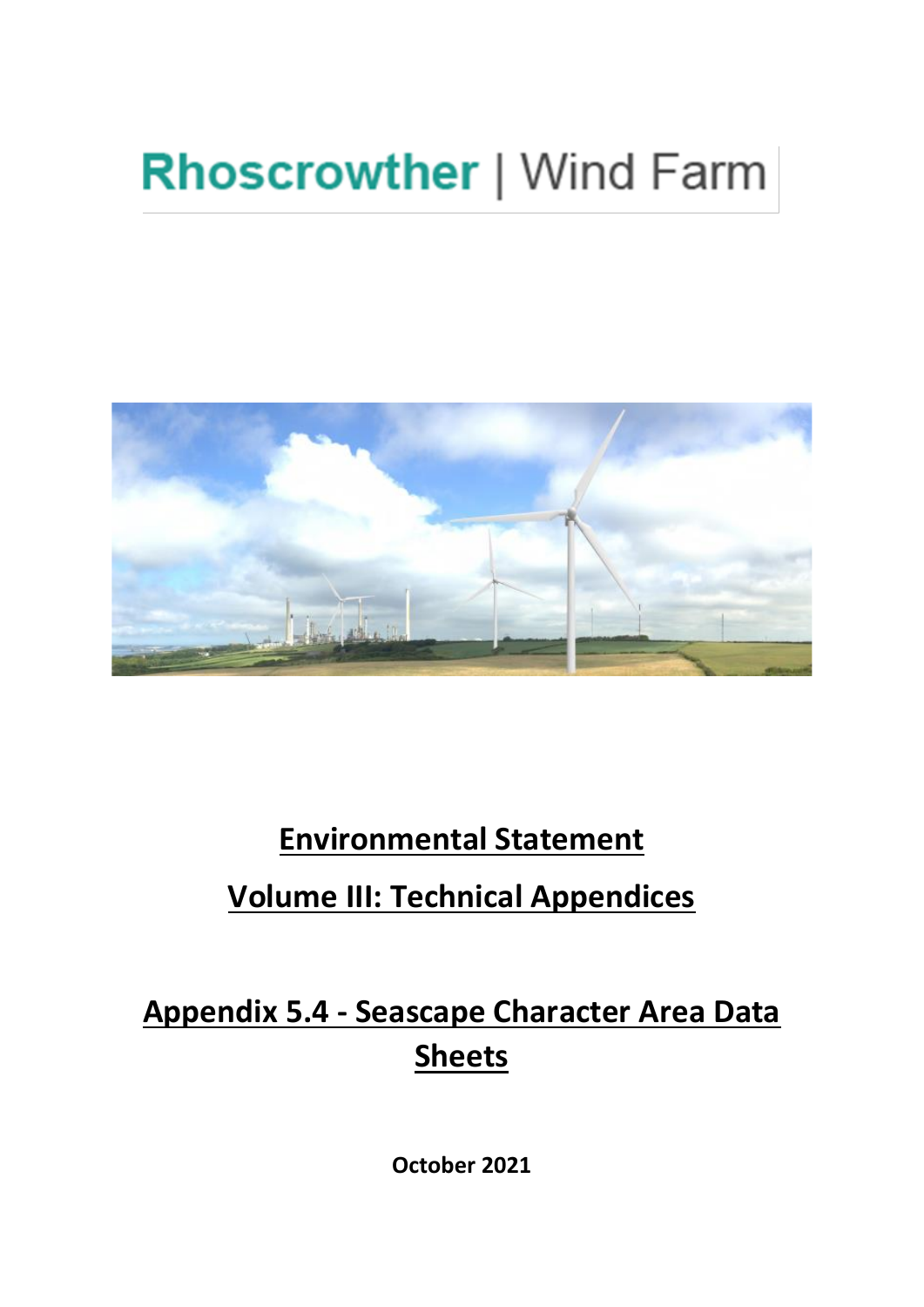# Rhoscrowther | Wind Farm

## Environmental Statement

## Volume III: Technical Appendices

## Appendix 5.4 - Seascape Character Area Data Sheets

**October 2021**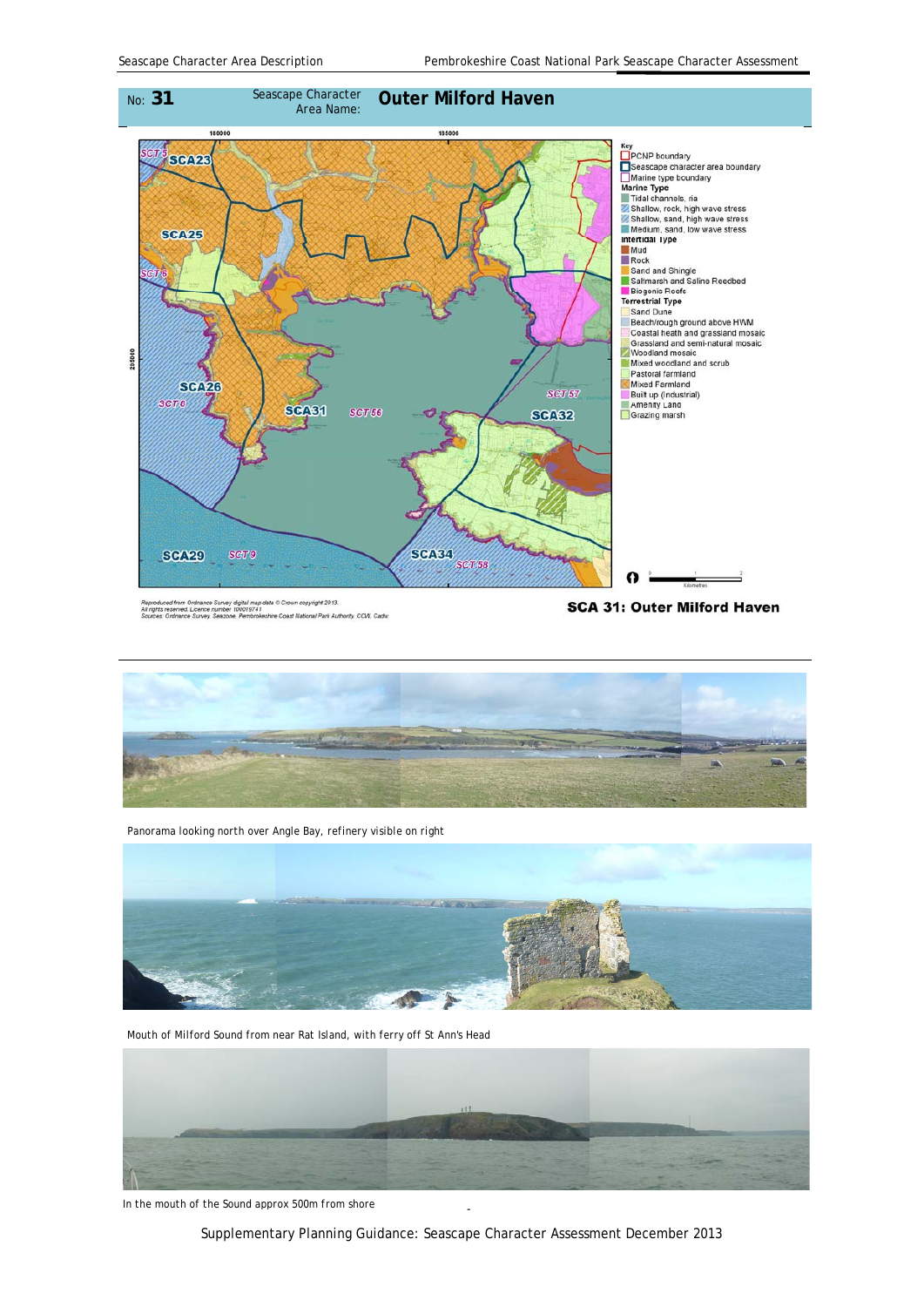No: **31** | Seascape Character Area Name: **Outer Milford Haven**

Key
- PCNP boundary
- Seascape character area boundary
- Marine type boundary

Marine Type
- Tidal channels, ria
- Shallow, rock, high wave stress
- Shallow, sand, high wave stress
- Medium, sand, low wave stress

Intertidal Type
- Mud
- Rock
- Sand and Shingle
- Saltmarsh and Saline Reedbed
- Biogenic Reefs

Terrestrial Type
- Sand Dune
- Beach/rough ground above HWM
- Coastal heath and grassland mosaic
- Grassland and semi-natural mosaic
- Woodland mosaic
- Mixed woodland and scrub
- Pastoral farmland
- Mixed Farmland
- Built up (industrial)
- Amenity Land
- Grazing marsh

Reproduced from Ordnance Survey digital map data © Crown copyright 2013. All rights reserved. Licence number 100019741
Sources: Ordnance Survey, Seazone, Pembrokeshire Coast National Park Authority, CCW, Cadw

**SCA 31: Outer Milford Haven**

Panorama looking north over Angle Bay, refinery visible on right

Mouth of Milford Sound from near Rat Island, with ferry off St Ann's Head

In the mouth of the Sound approx 500m from shore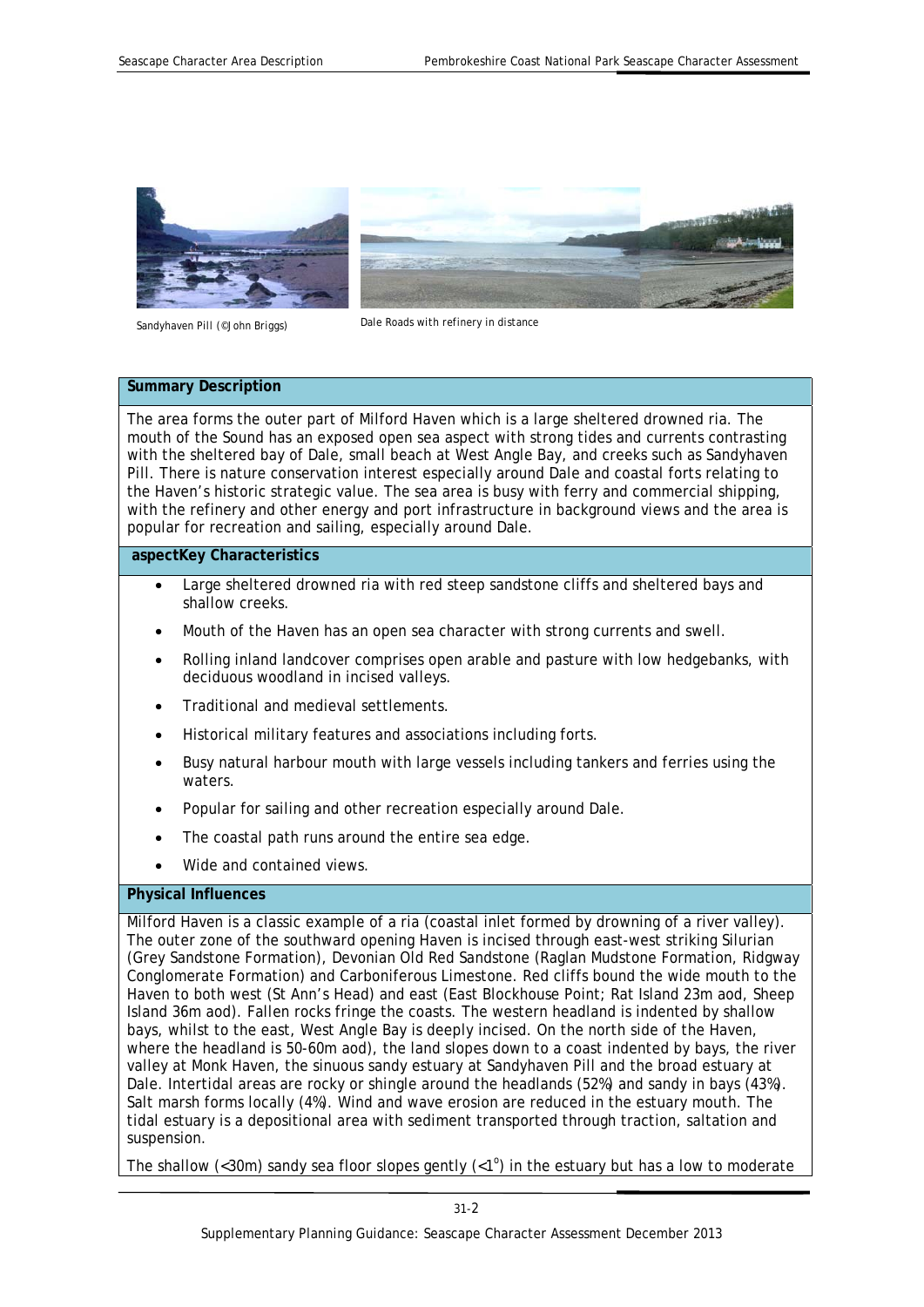Sandyhaven Pill (©John Briggs)

Dale Roads with refinery in distance

## Summary Description

The area forms the outer part of Milford Haven which is a large sheltered drowned ria. The mouth of the Sound has an exposed open sea aspect with strong tides and currents contrasting with the sheltered bay of Dale, small beach at West Angle Bay, and creeks such as Sandyhaven Pill. There is nature conservation interest especially around Dale and coastal forts relating to the Haven's historic strategic value. The sea area is busy with ferry and commercial shipping, with the refinery and other energy and port infrastructure in background views and the area is popular for recreation and sailing, especially around Dale.

## aspectKey Characteristics

- Large sheltered drowned ria with red steep sandstone cliffs and sheltered bays and shallow creeks.
- Mouth of the Haven has an open sea character with strong currents and swell.
- Rolling inland landcover comprises open arable and pasture with low hedgebanks, with deciduous woodland in incised valleys.
- Traditional and medieval settlements.
- Historical military features and associations including forts.
- Busy natural harbour mouth with large vessels including tankers and ferries using the waters.
- Popular for sailing and other recreation especially around Dale.
- The coastal path runs around the entire sea edge.
- Wide and contained views.

## Physical Influences

Milford Haven is a classic example of a ria (coastal inlet formed by drowning of a river valley). The outer zone of the southward opening Haven is incised through east-west striking Silurian (Grey Sandstone Formation), Devonian Old Red Sandstone (Raglan Mudstone Formation, Ridgway Conglomerate Formation) and Carboniferous Limestone. Red cliffs bound the wide mouth to the Haven to both west (St Ann's Head) and east (East Blockhouse Point; Rat Island 23m aod, Sheep Island 36m aod). Fallen rocks fringe the coasts. The western headland is indented by shallow bays, whilst to the east, West Angle Bay is deeply incised. On the north side of the Haven, where the headland is 50-60m aod), the land slopes down to a coast indented by bays, the river valley at Monk Haven, the sinuous sandy estuary at Sandyhaven Pill and the broad estuary at Dale. Intertidal areas are rocky or shingle around the headlands (52%) and sandy in bays (43%). Salt marsh forms locally (4%). Wind and wave erosion are reduced in the estuary mouth. The tidal estuary is a depositional area with sediment transported through traction, saltation and suspension.

The shallow (<30m) sandy sea floor slopes gently (<1°) in the estuary but has a low to moderate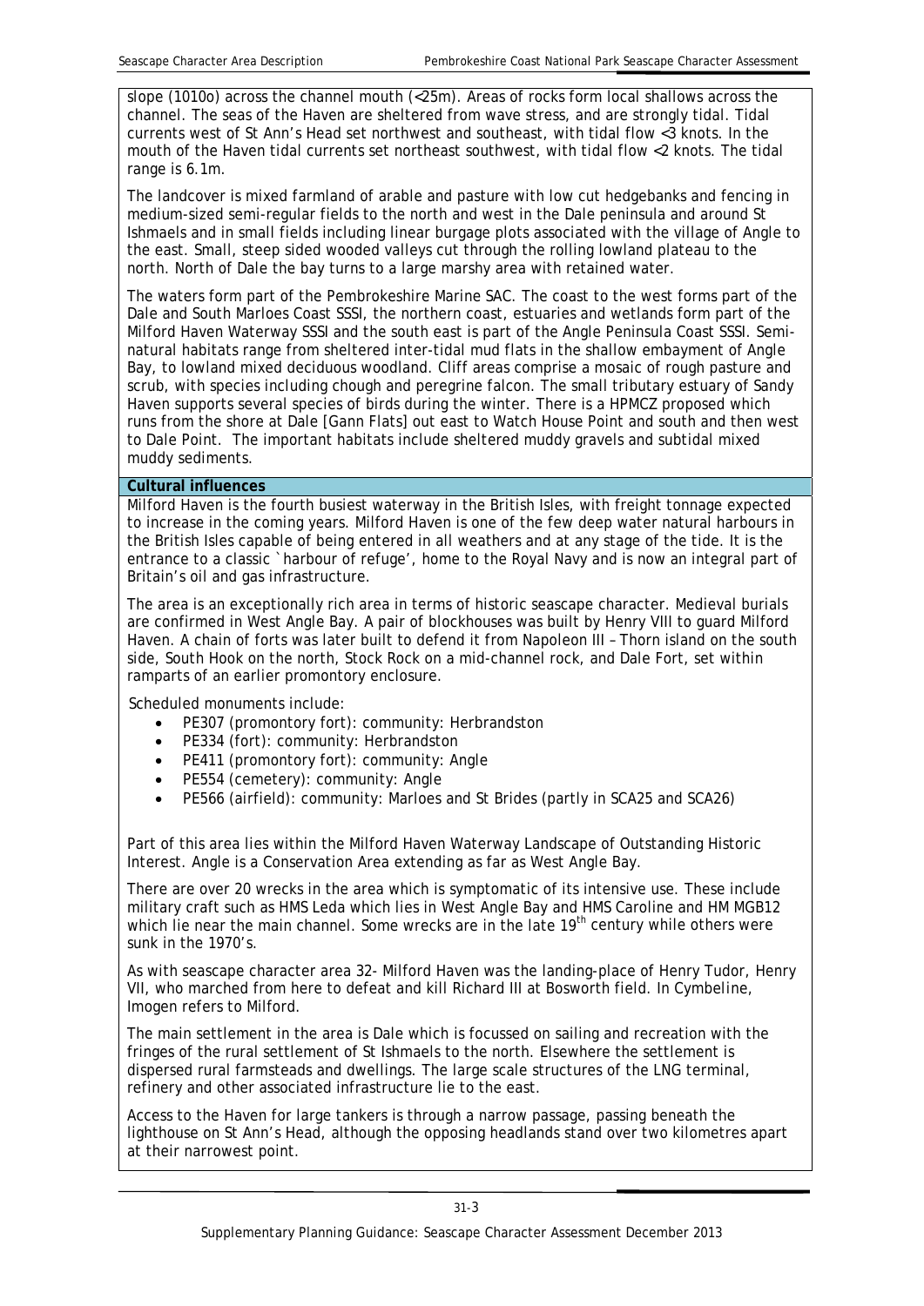slope (1010o) across the channel mouth (<25m). Areas of rocks form local shallows across the channel. The seas of the Haven are sheltered from wave stress, and are strongly tidal. Tidal currents west of St Ann's Head set northwest and southeast, with tidal flow <3 knots. In the mouth of the Haven tidal currents set northeast southwest, with tidal flow <2 knots. The tidal range is 6.1m.

The landcover is mixed farmland of arable and pasture with low cut hedgebanks and fencing in medium-sized semi-regular fields to the north and west in the Dale peninsula and around St Ishmaels and in small fields including linear burgage plots associated with the village of Angle to the east. Small, steep sided wooded valleys cut through the rolling lowland plateau to the north. North of Dale the bay turns to a large marshy area with retained water.

The waters form part of the Pembrokeshire Marine SAC. The coast to the west forms part of the Dale and South Marloes Coast SSSI, the northern coast, estuaries and wetlands form part of the Milford Haven Waterway SSSI and the south east is part of the Angle Peninsula Coast SSSI. Semi-natural habitats range from sheltered inter-tidal mud flats in the shallow embayment of Angle Bay, to lowland mixed deciduous woodland. Cliff areas comprise a mosaic of rough pasture and scrub, with species including chough and peregrine falcon. The small tributary estuary of Sandy Haven supports several species of birds during the winter. There is a HPMCZ proposed which runs from the shore at Dale [Gann Flats] out east to Watch House Point and south and then west to Dale Point. The important habitats include sheltered muddy gravels and subtidal mixed muddy sediments.

**Cultural influences**

Milford Haven is the fourth busiest waterway in the British Isles, with freight tonnage expected to increase in the coming years. Milford Haven is one of the few deep water natural harbours in the British Isles capable of being entered in all weathers and at any stage of the tide. It is the entrance to a classic `harbour of refuge', home to the Royal Navy and is now an integral part of Britain's oil and gas infrastructure.

The area is an exceptionally rich area in terms of historic seascape character. Medieval burials are confirmed in West Angle Bay. A pair of blockhouses was built by Henry VIII to guard Milford Haven. A chain of forts was later built to defend it from Napoleon III – Thorn island on the south side, South Hook on the north, Stock Rock on a mid-channel rock, and Dale Fort, set within ramparts of an earlier promontory enclosure.

Scheduled monuments include:

- PE307 (promontory fort): community: Herbrandston
- PE334 (fort): community: Herbrandston
- PE411 (promontory fort): community: Angle
- PE554 (cemetery): community: Angle
- PE566 (airfield): community: Marloes and St Brides (partly in SCA25 and SCA26)

Part of this area lies within the Milford Haven Waterway Landscape of Outstanding Historic Interest. Angle is a Conservation Area extending as far as West Angle Bay.

There are over 20 wrecks in the area which is symptomatic of its intensive use. These include military craft such as HMS Leda which lies in West Angle Bay and HMS Caroline and HM MGB12 which lie near the main channel. Some wrecks are in the late 19th century while others were sunk in the 1970's.

As with seascape character area 32- Milford Haven was the landing-place of Henry Tudor, Henry VII, who marched from here to defeat and kill Richard III at Bosworth field. In Cymbeline, Imogen refers to Milford.

The main settlement in the area is Dale which is focussed on sailing and recreation with the fringes of the rural settlement of St Ishmaels to the north. Elsewhere the settlement is dispersed rural farmsteads and dwellings. The large scale structures of the LNG terminal, refinery and other associated infrastructure lie to the east.

Access to the Haven for large tankers is through a narrow passage, passing beneath the lighthouse on St Ann's Head, although the opposing headlands stand over two kilometres apart at their narrowest point.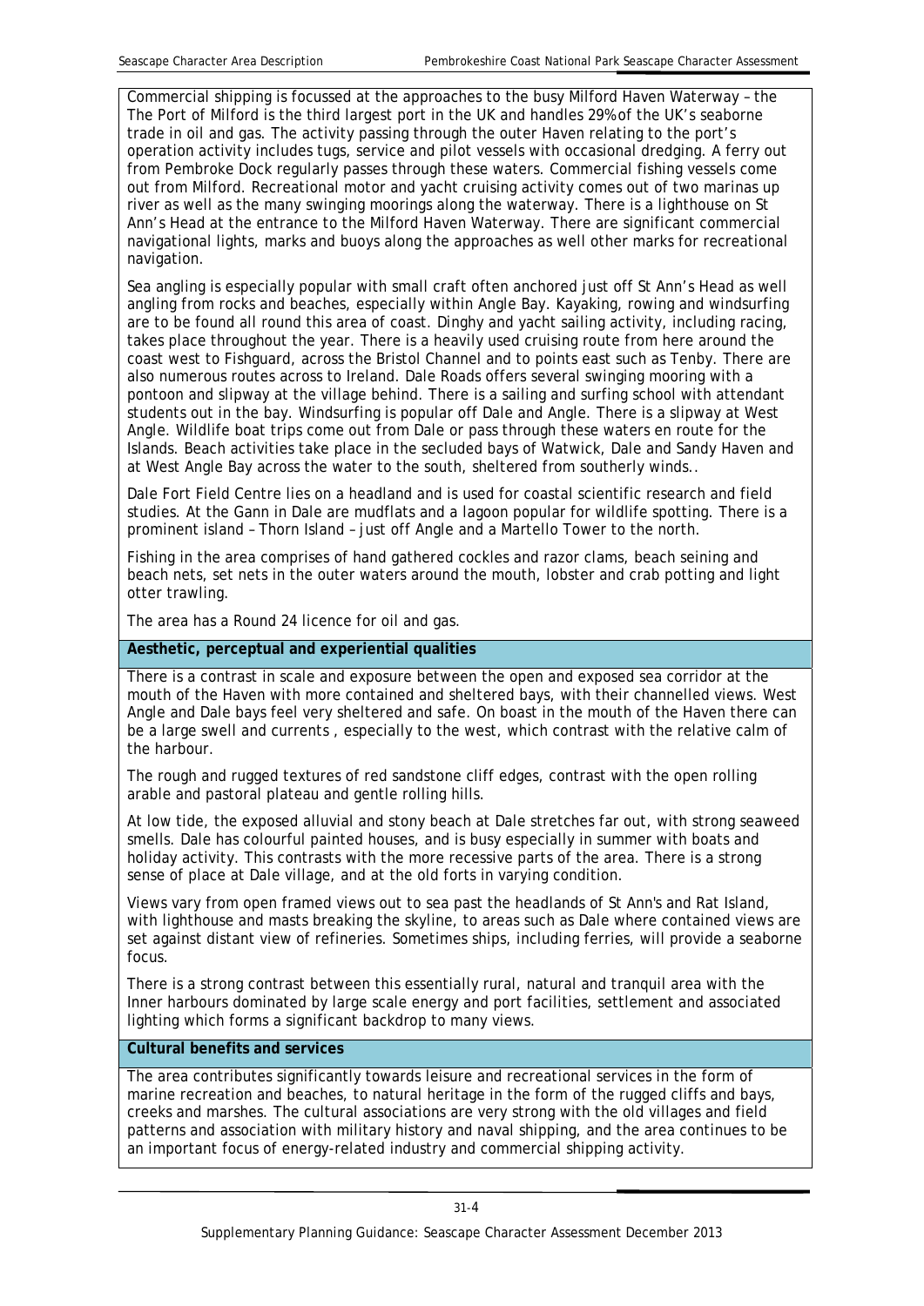Commercial shipping is focussed at the approaches to the busy Milford Haven Waterway – the The Port of Milford is the third largest port in the UK and handles 29% of the UK's seaborne trade in oil and gas. The activity passing through the outer Haven relating to the port's operation activity includes tugs, service and pilot vessels with occasional dredging. A ferry out from Pembroke Dock regularly passes through these waters. Commercial fishing vessels come out from Milford. Recreational motor and yacht cruising activity comes out of two marinas up river as well as the many swinging moorings along the waterway. There is a lighthouse on St Ann's Head at the entrance to the Milford Haven Waterway. There are significant commercial navigational lights, marks and buoys along the approaches as well other marks for recreational navigation.

Sea angling is especially popular with small craft often anchored just off St Ann's Head as well angling from rocks and beaches, especially within Angle Bay. Kayaking, rowing and windsurfing are to be found all round this area of coast. Dinghy and yacht sailing activity, including racing, takes place throughout the year. There is a heavily used cruising route from here around the coast west to Fishguard, across the Bristol Channel and to points east such as Tenby. There are also numerous routes across to Ireland. Dale Roads offers several swinging mooring with a pontoon and slipway at the village behind. There is a sailing and surfing school with attendant students out in the bay. Windsurfing is popular off Dale and Angle. There is a slipway at West Angle. Wildlife boat trips come out from Dale or pass through these waters en route for the Islands. Beach activities take place in the secluded bays of Watwick, Dale and Sandy Haven and at West Angle Bay across the water to the south, sheltered from southerly winds..

Dale Fort Field Centre lies on a headland and is used for coastal scientific research and field studies. At the Gann in Dale are mudflats and a lagoon popular for wildlife spotting. There is a prominent island – Thorn Island – just off Angle and a Martello Tower to the north.

Fishing in the area comprises of hand gathered cockles and razor clams, beach seining and beach nets, set nets in the outer waters around the mouth, lobster and crab potting and light otter trawling.

The area has a Round 24 licence for oil and gas.

**Aesthetic, perceptual and experiential qualities**

There is a contrast in scale and exposure between the open and exposed sea corridor at the mouth of the Haven with more contained and sheltered bays, with their channelled views. West Angle and Dale bays feel very sheltered and safe. On boast in the mouth of the Haven there can be a large swell and currents , especially to the west, which contrast with the relative calm of the harbour.

The rough and rugged textures of red sandstone cliff edges, contrast with the open rolling arable and pastoral plateau and gentle rolling hills.

At low tide, the exposed alluvial and stony beach at Dale stretches far out, with strong seaweed smells. Dale has colourful painted houses, and is busy especially in summer with boats and holiday activity. This contrasts with the more recessive parts of the area. There is a strong sense of place at Dale village, and at the old forts in varying condition.

Views vary from open framed views out to sea past the headlands of St Ann's and Rat Island, with lighthouse and masts breaking the skyline, to areas such as Dale where contained views are set against distant view of refineries. Sometimes ships, including ferries, will provide a seaborne focus.

There is a strong contrast between this essentially rural, natural and tranquil area with the Inner harbours dominated by large scale energy and port facilities, settlement and associated lighting which forms a significant backdrop to many views.

**Cultural benefits and services**

The area contributes significantly towards leisure and recreational services in the form of marine recreation and beaches, to natural heritage in the form of the rugged cliffs and bays, creeks and marshes. The cultural associations are very strong with the old villages and field patterns and association with military history and naval shipping, and the area continues to be an important focus of energy-related industry and commercial shipping activity.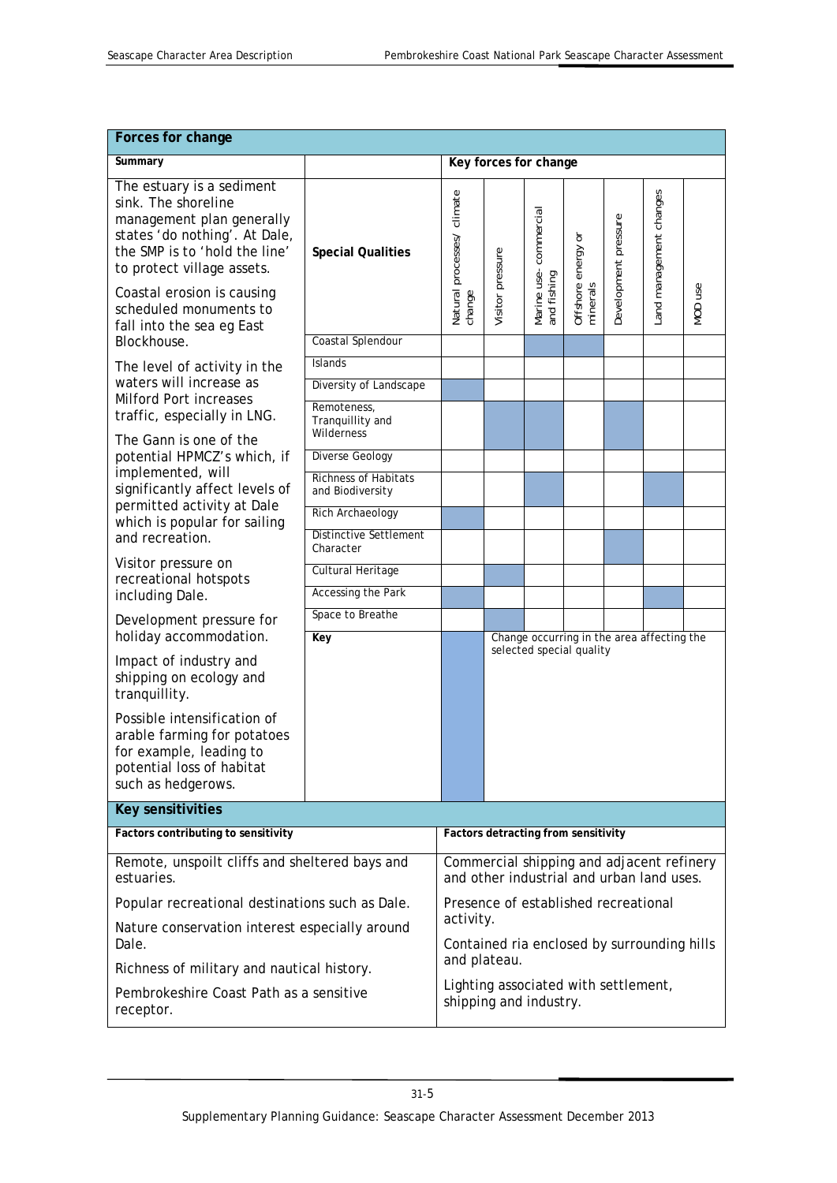## Forces for change

### Summary

The estuary is a sediment sink. The shoreline management plan generally states 'do nothing'. At Dale, the SMP is to 'hold the line' to protect village assets.

Coastal erosion is causing scheduled monuments to fall into the sea eg East Blockhouse.

The level of activity in the waters will increase as Milford Port increases traffic, especially in LNG.

The Gann is one of the potential HPMCZ's which, if implemented, will significantly affect levels of permitted activity at Dale which is popular for sailing and recreation.

Visitor pressure on recreational hotspots including Dale.

Development pressure for holiday accommodation.

Impact of industry and shipping on ecology and tranquillity.

Possible intensification of arable farming for potatoes for example, leading to potential loss of habitat such as hedgerows.

### Key forces for change

| Special Qualities | Natural processes/ climate change | Visitor pressure | Marine use- commercial and fishing | Offshore energy or minerals | Development pressure | Land management changes | MOD use |
|---|---|---|---|---|---|---|---|
| Coastal Splendour | | | ■ | ■ | | | |
| Islands | | | | | | | |
| Diversity of Landscape | ■ | | | | | | |
| Remoteness, Tranquillity and Wilderness | | ■ | ■ | | ■ | | |
| Diverse Geology | | | | | | | |
| Richness of Habitats and Biodiversity | | | ■ | | | ■ | |
| Rich Archaeology | ■ | | | | | | |
| Distinctive Settlement Character | | | | | ■ | | |
| Cultural Heritage | | ■ | | | | | |
| Accessing the Park | ■ | | | | | ■ | |
| Space to Breathe | | ■ | | | | | |

**Key**: ■ Change occurring in the area affecting the selected special quality

## Key sensitivities

| Factors contributing to sensitivity | Factors detracting from sensitivity |
|---|---|
| Remote, unspoilt cliffs and sheltered bays and estuaries.<br><br>Popular recreational destinations such as Dale.<br><br>Nature conservation interest especially around Dale.<br><br>Richness of military and nautical history.<br><br>Pembrokeshire Coast Path as a sensitive receptor. | Commercial shipping and adjacent refinery and other industrial and urban land uses.<br><br>Presence of established recreational activity.<br><br>Contained ria enclosed by surrounding hills and plateau.<br><br>Lighting associated with settlement, shipping and industry. |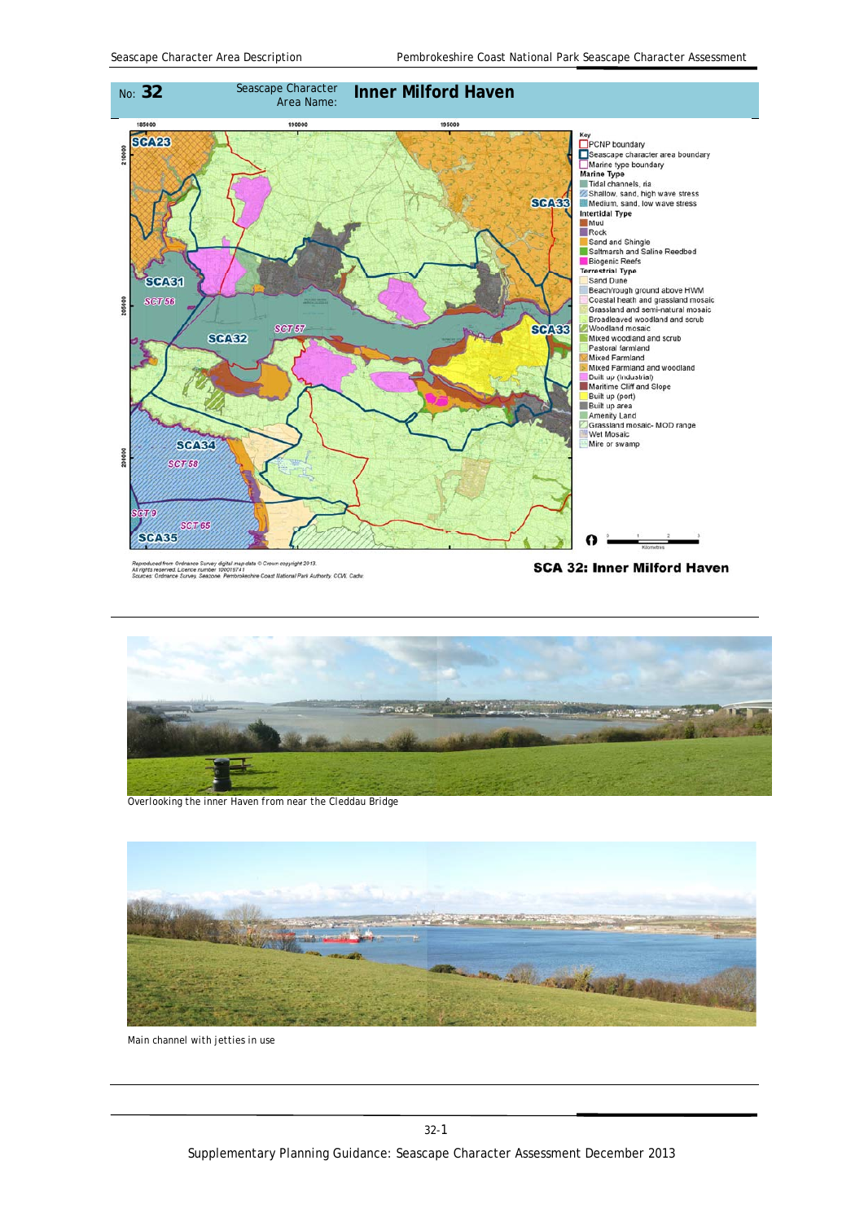No: **32** | Seascape Character Area Name: **Inner Milford Haven**

Key
- PCNP boundary
- Seascape character area boundary
- Marine type boundary

Marine Type
- Tidal channels, ria
- Shallow, sand, high wave stress
- Medium, sand, low wave stress

Intertidal Type
- Mud
- Rock
- Sand and Shingle
- Saltmarsh and Saline Reedbed
- Biogenic Reefs

Terrestrial Type
- Sand Dune
- Beach/rough ground above HWM
- Coastal heath and grassland mosaic
- Grassland and semi-natural mosaic
- Broadleaved woodland and scrub
- Woodland mosaic
- Mixed woodland and scrub
- Pastoral farmland
- Mixed Farmland
- Mixed Farmland and woodland
- Built up (industrial)
- Maritime Cliff and Slope
- Built up (port)
- Built up area
- Amenity Land
- Grassland mosaic- MOD range
- Wet Mosaic
- Mire or swamp

Reproduced from Ordnance Survey digital map data © Crown copyright 2013. All rights reserved. Licence number 100019741
Sources: Ordnance Survey, Seazone, Pembrokeshire Coast National Park Authority, CCW, Cadw

**SCA 32: Inner Milford Haven**

Overlooking the inner Haven from near the Cleddau Bridge

Main channel with jetties in use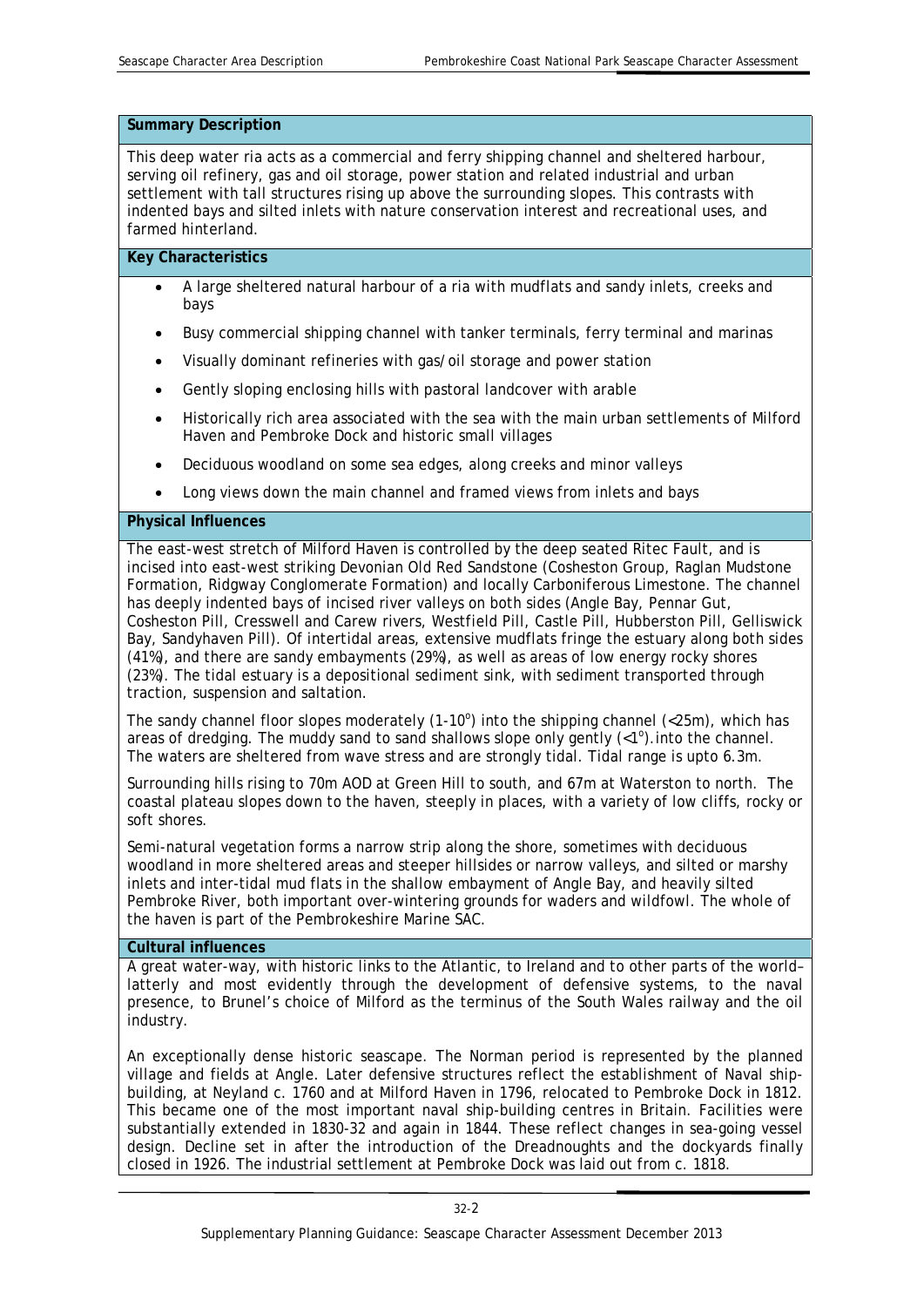## Summary Description

This deep water ria acts as a commercial and ferry shipping channel and sheltered harbour, serving oil refinery, gas and oil storage, power station and related industrial and urban settlement with tall structures rising up above the surrounding slopes. This contrasts with indented bays and silted inlets with nature conservation interest and recreational uses, and farmed hinterland.

## Key Characteristics

- A large sheltered natural harbour of a ria with mudflats and sandy inlets, creeks and bays
- Busy commercial shipping channel with tanker terminals, ferry terminal and marinas
- Visually dominant refineries with gas/oil storage and power station
- Gently sloping enclosing hills with pastoral landcover with arable
- Historically rich area associated with the sea with the main urban settlements of Milford Haven and Pembroke Dock and historic small villages
- Deciduous woodland on some sea edges, along creeks and minor valleys
- Long views down the main channel and framed views from inlets and bays

## Physical Influences

The east-west stretch of Milford Haven is controlled by the deep seated Ritec Fault, and is incised into east-west striking Devonian Old Red Sandstone (Cosheston Group, Raglan Mudstone Formation, Ridgway Conglomerate Formation) and locally Carboniferous Limestone. The channel has deeply indented bays of incised river valleys on both sides (Angle Bay, Pennar Gut, Cosheston Pill, Cresswell and Carew rivers, Westfield Pill, Castle Pill, Hubberston Pill, Gelliswick Bay, Sandyhaven Pill). Of intertidal areas, extensive mudflats fringe the estuary along both sides (41%), and there are sandy embayments (29%), as well as areas of low energy rocky shores (23%). The tidal estuary is a depositional sediment sink, with sediment transported through traction, suspension and saltation.

The sandy channel floor slopes moderately (1-10$^{o}$) into the shipping channel (<25m), which has areas of dredging. The muddy sand to sand shallows slope only gently (<1$^{o}$).into the channel. The waters are sheltered from wave stress and are strongly tidal. Tidal range is upto 6.3m.

Surrounding hills rising to 70m AOD at Green Hill to south, and 67m at Waterston to north. The coastal plateau slopes down to the haven, steeply in places, with a variety of low cliffs, rocky or soft shores.

Semi-natural vegetation forms a narrow strip along the shore, sometimes with deciduous woodland in more sheltered areas and steeper hillsides or narrow valleys, and silted or marshy inlets and inter-tidal mud flats in the shallow embayment of Angle Bay, and heavily silted Pembroke River, both important over-wintering grounds for waders and wildfowl. The whole of the haven is part of the Pembrokeshire Marine SAC.

## Cultural influences

A great water-way, with historic links to the Atlantic, to Ireland and to other parts of the world– latterly and most evidently through the development of defensive systems, to the naval presence, to Brunel's choice of Milford as the terminus of the South Wales railway and the oil industry.

An exceptionally dense historic seascape. The Norman period is represented by the planned village and fields at Angle. Later defensive structures reflect the establishment of Naval ship-building, at Neyland c. 1760 and at Milford Haven in 1796, relocated to Pembroke Dock in 1812. This became one of the most important naval ship-building centres in Britain. Facilities were substantially extended in 1830-32 and again in 1844. These reflect changes in sea-going vessel design. Decline set in after the introduction of the Dreadnoughts and the dockyards finally closed in 1926. The industrial settlement at Pembroke Dock was laid out from c. 1818.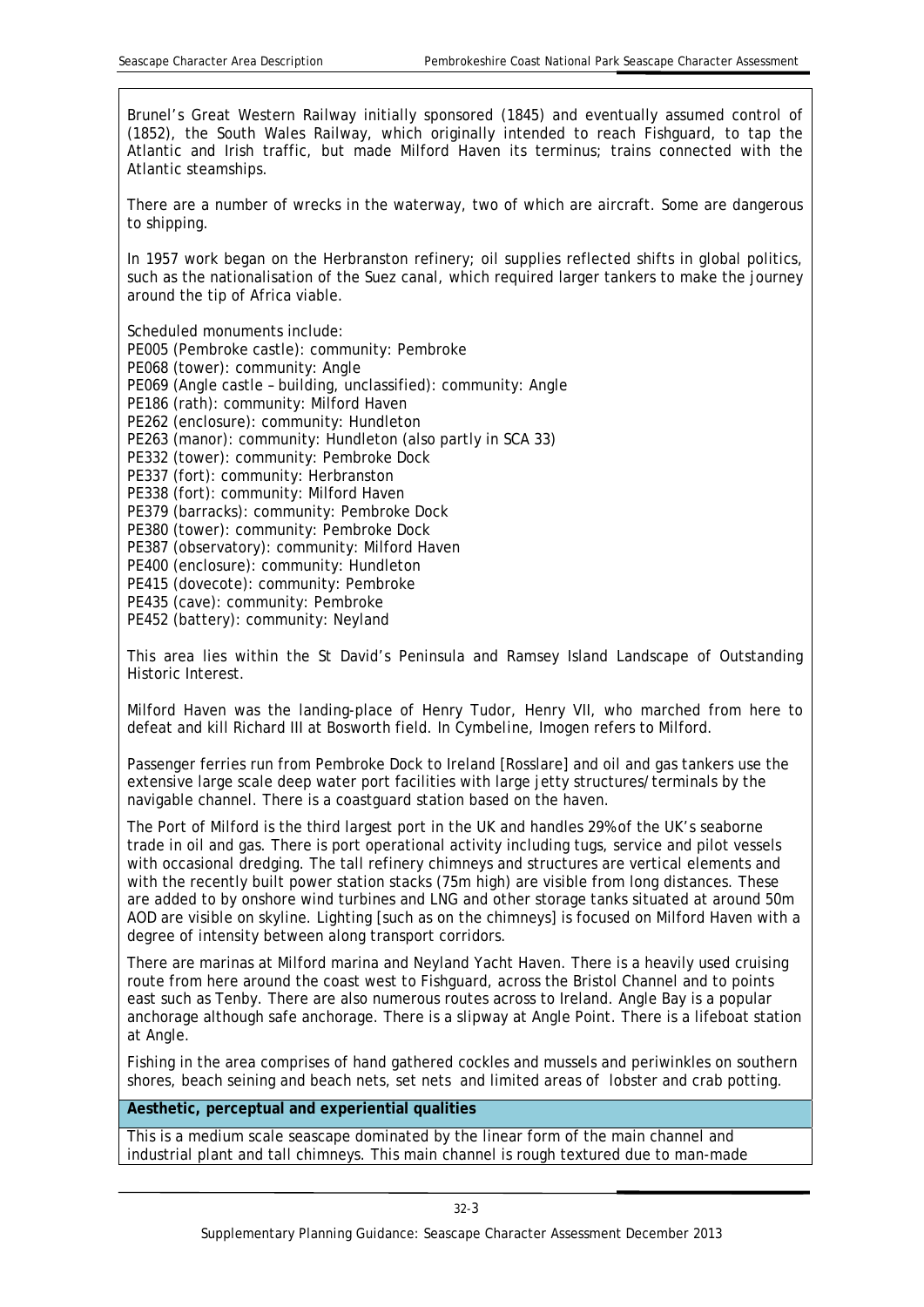Brunel's Great Western Railway initially sponsored (1845) and eventually assumed control of (1852), the South Wales Railway, which originally intended to reach Fishguard, to tap the Atlantic and Irish traffic, but made Milford Haven its terminus; trains connected with the Atlantic steamships.

There are a number of wrecks in the waterway, two of which are aircraft. Some are dangerous to shipping.

In 1957 work began on the Herbranston refinery; oil supplies reflected shifts in global politics, such as the nationalisation of the Suez canal, which required larger tankers to make the journey around the tip of Africa viable.

Scheduled monuments include:
PE005 (Pembroke castle): community: Pembroke
PE068 (tower): community: Angle
PE069 (Angle castle – building, unclassified): community: Angle
PE186 (rath): community: Milford Haven
PE262 (enclosure): community: Hundleton
PE263 (manor): community: Hundleton (also partly in SCA 33)
PE332 (tower): community: Pembroke Dock
PE337 (fort): community: Herbranston
PE338 (fort): community: Milford Haven
PE379 (barracks): community: Pembroke Dock
PE380 (tower): community: Pembroke Dock
PE387 (observatory): community: Milford Haven
PE400 (enclosure): community: Hundleton
PE415 (dovecote): community: Pembroke
PE435 (cave): community: Pembroke
PE452 (battery): community: Neyland

This area lies within the St David's Peninsula and Ramsey Island Landscape of Outstanding Historic Interest.

Milford Haven was the landing-place of Henry Tudor, Henry VII, who marched from here to defeat and kill Richard III at Bosworth field. In *Cymbeline*, Imogen refers to Milford.

Passenger ferries run from Pembroke Dock to Ireland [Rosslare] and oil and gas tankers use the extensive large scale deep water port facilities with large jetty structures/terminals by the navigable channel. There is a coastguard station based on the haven.

The Port of Milford is the third largest port in the UK and handles 29% of the UK's seaborne trade in oil and gas. There is port operational activity including tugs, service and pilot vessels with occasional dredging. The tall refinery chimneys and structures are vertical elements and with the recently built power station stacks (75m high) are visible from long distances. These are added to by onshore wind turbines and LNG and other storage tanks situated at around 50m AOD are visible on skyline. Lighting [such as on the chimneys] is focused on Milford Haven with a degree of intensity between along transport corridors.

There are marinas at Milford marina and Neyland Yacht Haven. There is a heavily used cruising route from here around the coast west to Fishguard, across the Bristol Channel and to points east such as Tenby. There are also numerous routes across to Ireland. Angle Bay is a popular anchorage although safe anchorage. There is a slipway at Angle Point. There is a lifeboat station at Angle.

Fishing in the area comprises of hand gathered cockles and mussels and periwinkles on southern shores, beach seining and beach nets, set nets and limited areas of lobster and crab potting.

**Aesthetic, perceptual and experiential qualities**

This is a medium scale seascape dominated by the linear form of the main channel and industrial plant and tall chimneys. This main channel is rough textured due to man-made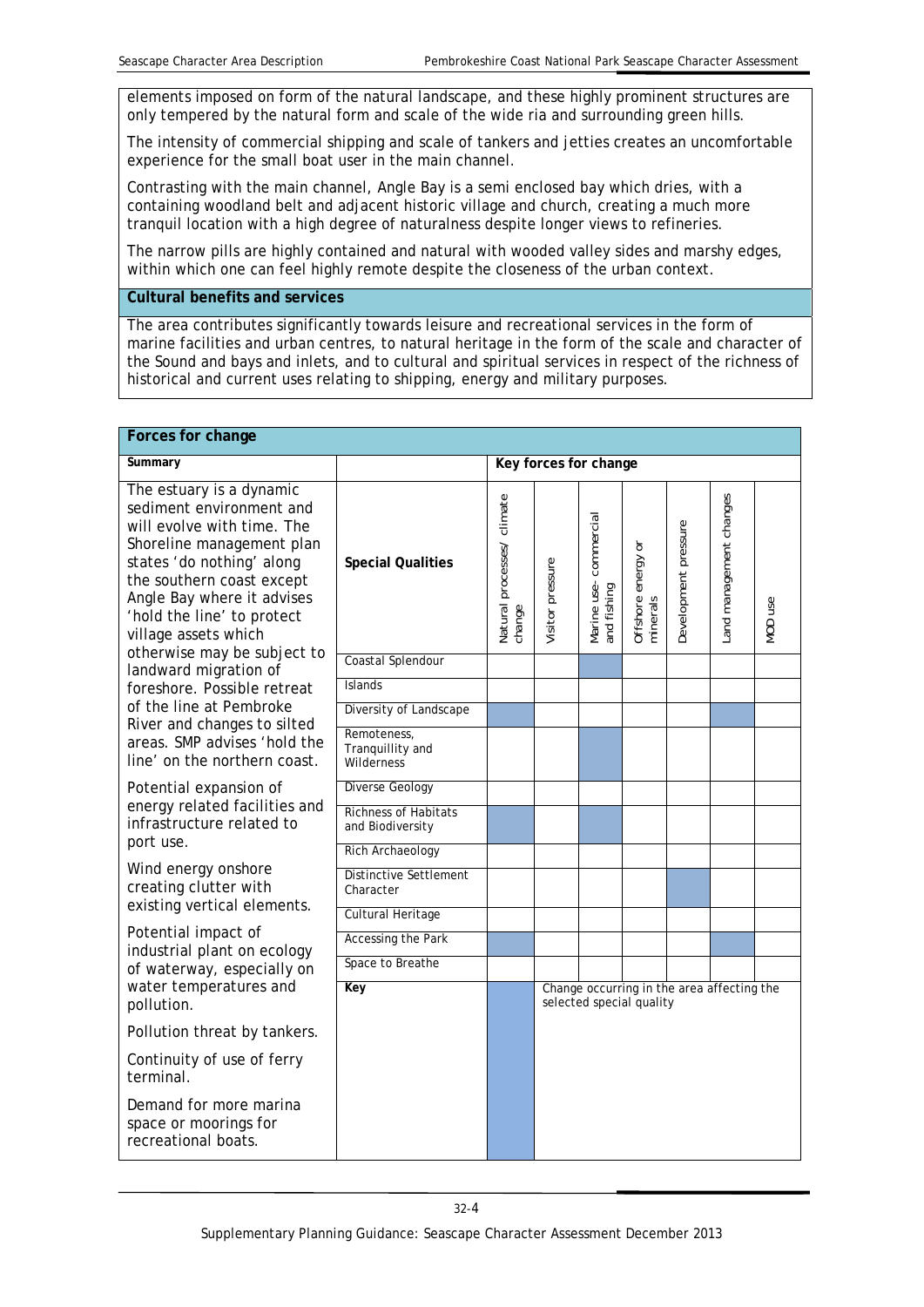elements imposed on form of the natural landscape, and these highly prominent structures are only tempered by the natural form and scale of the wide ria and surrounding green hills.

The intensity of commercial shipping and scale of tankers and jetties creates an uncomfortable experience for the small boat user in the main channel.

Contrasting with the main channel, Angle Bay is a semi enclosed bay which dries, with a containing woodland belt and adjacent historic village and church, creating a much more tranquil location with a high degree of naturalness despite longer views to refineries.

The narrow pills are highly contained and natural with wooded valley sides and marshy edges, within which one can feel highly remote despite the closeness of the urban context.

**Cultural benefits and services**

The area contributes significantly towards leisure and recreational services in the form of marine facilities and urban centres, to natural heritage in the form of the scale and character of the Sound and bays and inlets, and to cultural and spiritual services in respect of the richness of historical and current uses relating to shipping, energy and military purposes.

**Forces for change**

**Summary**

The estuary is a dynamic sediment environment and will evolve with time. The Shoreline management plan states 'do nothing' along the southern coast except Angle Bay where it advises 'hold the line' to protect village assets which otherwise may be subject to landward migration of foreshore. Possible retreat of the line at Pembroke River and changes to silted areas. SMP advises 'hold the line' on the northern coast.

Potential expansion of energy related facilities and infrastructure related to port use.

Wind energy onshore creating clutter with existing vertical elements.

Potential impact of industrial plant on ecology of waterway, especially on water temperatures and pollution.

Pollution threat by tankers.

Continuity of use of ferry terminal.

Demand for more marina space or moorings for recreational boats.

**Key forces for change**

| Special Qualities | Natural processes/ climate change | Visitor pressure | Marine use- commercial and fishing | Offshore energy or minerals | Development pressure | Land management changes | MOD use |
|---|---|---|---|---|---|---|---|
| Coastal Splendour | | | ■ | | | | |
| Islands | | | | | | | |
| Diversity of Landscape | ■ | | | | | ■ | |
| Remoteness, Tranquillity and Wilderness | | | ■ | | | | |
| Diverse Geology | | | | | | | |
| Richness of Habitats and Biodiversity | ■ | | ■ | | | | |
| Rich Archaeology | | | | | | | |
| Distinctive Settlement Character | | | | | ■ | | |
| Cultural Heritage | | | | | | | |
| Accessing the Park | ■ | | | | | ■ | |
| Space to Breathe | | | | | | | |

**Key**: ■ Change occurring in the area affecting the selected special quality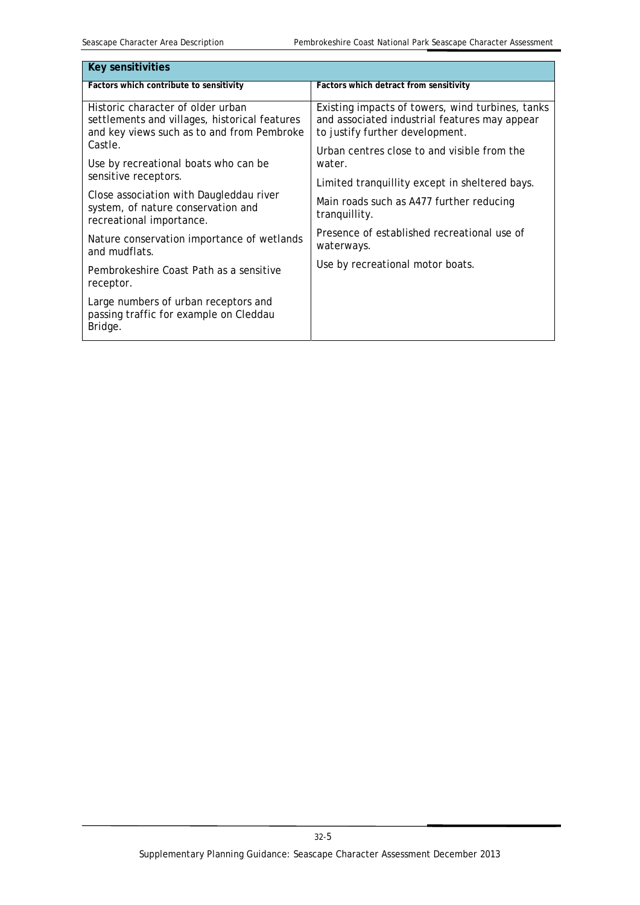| Key sensitivities | |
|---|---|
| **Factors which contribute to sensitivity** | **Factors which detract from sensitivity** |
| Historic character of older urban settlements and villages, historical features and key views such as to and from Pembroke Castle.<br><br>Use by recreational boats who can be sensitive receptors.<br><br>Close association with Daugleddau river system, of nature conservation and recreational importance.<br><br>Nature conservation importance of wetlands and mudflats.<br><br>Pembrokeshire Coast Path as a sensitive receptor.<br><br>Large numbers of urban receptors and passing traffic for example on Cleddau Bridge. | Existing impacts of towers, wind turbines, tanks and associated industrial features may appear to justify further development.<br><br>Urban centres close to and visible from the water.<br><br>Limited tranquillity except in sheltered bays.<br><br>Main roads such as A477 further reducing tranquillity.<br><br>Presence of established recreational use of waterways.<br><br>Use by recreational motor boats. |